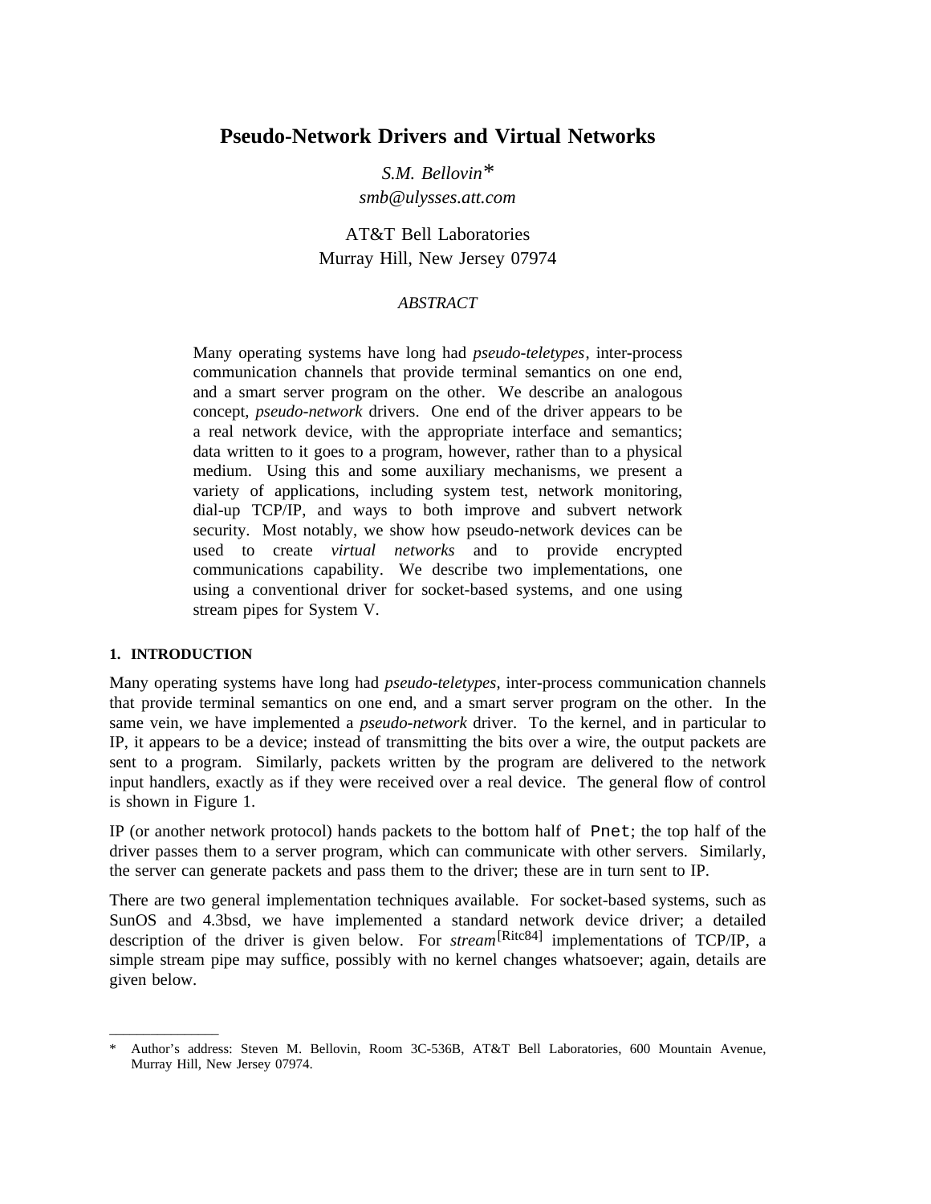# Pseudo-Network Drivers and Virtual Networks

*S.M. Bellovin**
*smb@ulysses.att.com*

AT&T Bell Laboratories
Murray Hill, New Jersey 07974

*ABSTRACT*

Many operating systems have long had *pseudo-teletypes*, inter-process communication channels that provide terminal semantics on one end, and a smart server program on the other. We describe an analogous concept, *pseudo-network* drivers. One end of the driver appears to be a real network device, with the appropriate interface and semantics; data written to it goes to a program, however, rather than to a physical medium. Using this and some auxiliary mechanisms, we present a variety of applications, including system test, network monitoring, dial-up TCP/IP, and ways to both improve and subvert network security. Most notably, we show how pseudo-network devices can be used to create *virtual networks* and to provide encrypted communications capability. We describe two implementations, one using a conventional driver for socket-based systems, and one using stream pipes for System V.

## 1. INTRODUCTION

Many operating systems have long had *pseudo-teletypes,* inter-process communication channels that provide terminal semantics on one end, and a smart server program on the other. In the same vein, we have implemented a *pseudo-network* driver. To the kernel, and in particular to IP, it appears to be a device; instead of transmitting the bits over a wire, the output packets are sent to a program. Similarly, packets written by the program are delivered to the network input handlers, exactly as if they were received over a real device. The general flow of control is shown in Figure 1.

IP (or another network protocol) hands packets to the bottom half of `Pnet`; the top half of the driver passes them to a server program, which can communicate with other servers. Similarly, the server can generate packets and pass them to the driver; these are in turn sent to IP.

There are two general implementation techniques available. For socket-based systems, such as SunOS and 4.3bsd, we have implemented a standard network device driver; a detailed description of the driver is given below. For *stream*[Ritc84] implementations of TCP/IP, a simple stream pipe may suffice, possibly with no kernel changes whatsoever; again, details are given below.

---

\* Author's address: Steven M. Bellovin, Room 3C-536B, AT&T Bell Laboratories, 600 Mountain Avenue, Murray Hill, New Jersey 07974.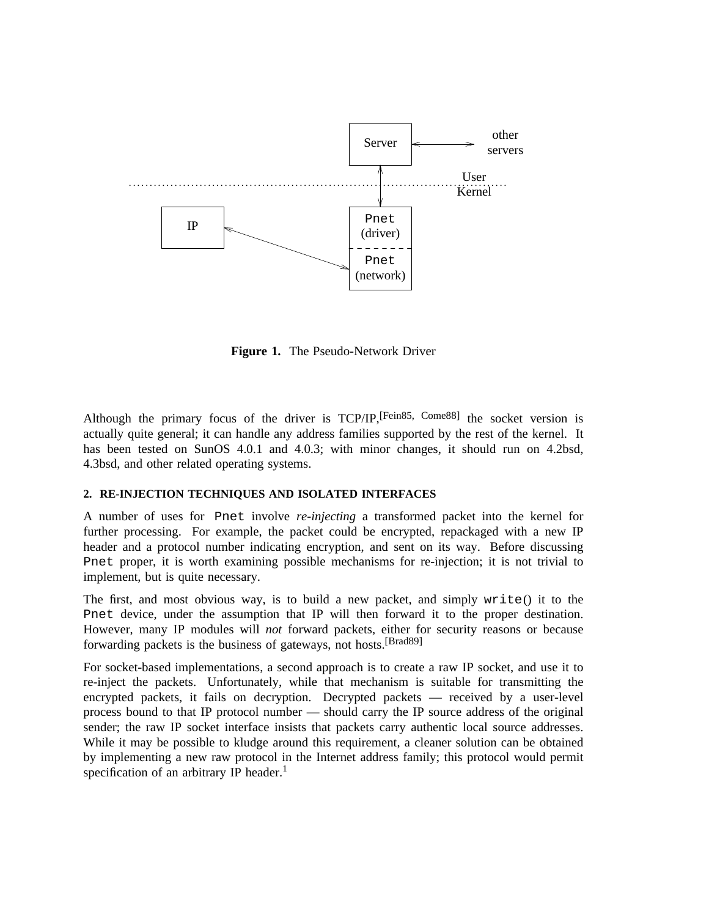**Figure 1.** The Pseudo-Network Driver

Although the primary focus of the driver is TCP/IP,[Fein85, Come88] the socket version is actually quite general; it can handle any address families supported by the rest of the kernel. It has been tested on SunOS 4.0.1 and 4.0.3; with minor changes, it should run on 4.2bsd, 4.3bsd, and other related operating systems.

## 2. RE-INJECTION TECHNIQUES AND ISOLATED INTERFACES

A number of uses for `Pnet` involve *re-injecting* a transformed packet into the kernel for further processing. For example, the packet could be encrypted, repackaged with a new IP header and a protocol number indicating encryption, and sent on its way. Before discussing `Pnet` proper, it is worth examining possible mechanisms for re-injection; it is not trivial to implement, but is quite necessary.

The first, and most obvious way, is to build a new packet, and simply `write()` it to the `Pnet` device, under the assumption that IP will then forward it to the proper destination. However, many IP modules will *not* forward packets, either for security reasons or because forwarding packets is the business of gateways, not hosts.[Brad89]

For socket-based implementations, a second approach is to create a raw IP socket, and use it to re-inject the packets. Unfortunately, while that mechanism is suitable for transmitting the encrypted packets, it fails on decryption. Decrypted packets — received by a user-level process bound to that IP protocol number — should carry the IP source address of the original sender; the raw IP socket interface insists that packets carry authentic local source addresses. While it may be possible to kludge around this requirement, a cleaner solution can be obtained by implementing a new raw protocol in the Internet address family; this protocol would permit specification of an arbitrary IP header.[1]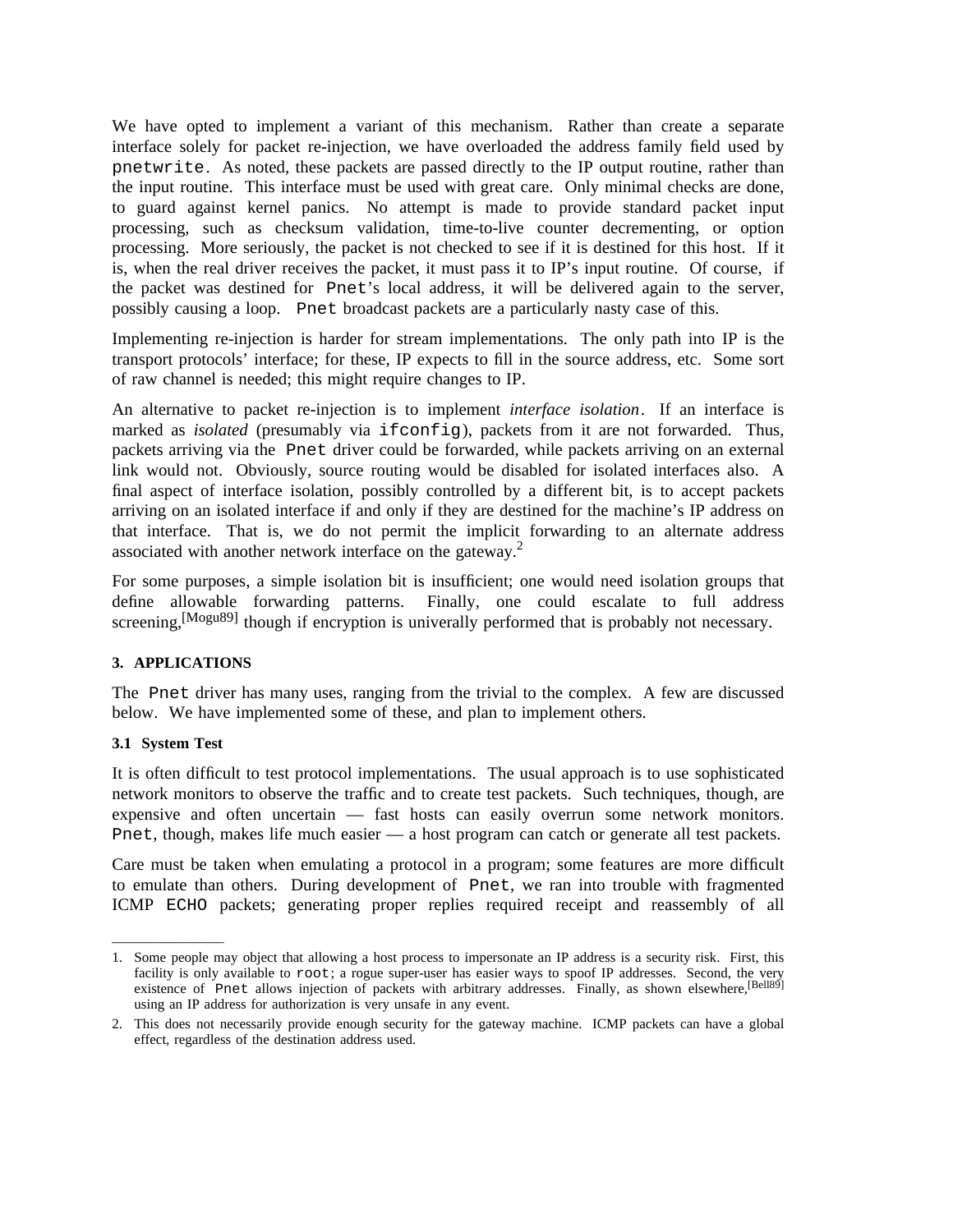We have opted to implement a variant of this mechanism. Rather than create a separate interface solely for packet re-injection, we have overloaded the address family field used by `pnetwrite`. As noted, these packets are passed directly to the IP output routine, rather than the input routine. This interface must be used with great care. Only minimal checks are done, to guard against kernel panics. No attempt is made to provide standard packet input processing, such as checksum validation, time-to-live counter decrementing, or option processing. More seriously, the packet is not checked to see if it is destined for this host. If it is, when the real driver receives the packet, it must pass it to IP's input routine. Of course, if the packet was destined for `Pnet`'s local address, it will be delivered again to the server, possibly causing a loop. `Pnet` broadcast packets are a particularly nasty case of this.

Implementing re-injection is harder for stream implementations. The only path into IP is the transport protocols' interface; for these, IP expects to fill in the source address, etc. Some sort of raw channel is needed; this might require changes to IP.

An alternative to packet re-injection is to implement *interface isolation*. If an interface is marked as *isolated* (presumably via `ifconfig`), packets from it are not forwarded. Thus, packets arriving via the `Pnet` driver could be forwarded, while packets arriving on an external link would not. Obviously, source routing would be disabled for isolated interfaces also. A final aspect of interface isolation, possibly controlled by a different bit, is to accept packets arriving on an isolated interface if and only if they are destined for the machine's IP address on that interface. That is, we do not permit the implicit forwarding to an alternate address associated with another network interface on the gateway.[2]

For some purposes, a simple isolation bit is insufficient; one would need isolation groups that define allowable forwarding patterns. Finally, one could escalate to full address screening,[Mogu89] though if encryption is univerally performed that is probably not necessary.

### 3. APPLICATIONS

The `Pnet` driver has many uses, ranging from the trivial to the complex. A few are discussed below. We have implemented some of these, and plan to implement others.

#### 3.1 System Test

It is often difficult to test protocol implementations. The usual approach is to use sophisticated network monitors to observe the traffic and to create test packets. Such techniques, though, are expensive and often uncertain — fast hosts can easily overrun some network monitors. `Pnet`, though, makes life much easier — a host program can catch or generate all test packets.

Care must be taken when emulating a protocol in a program; some features are more difficult to emulate than others. During development of `Pnet`, we ran into trouble with fragmented ICMP `ECHO` packets; generating proper replies required receipt and reassembly of all

---

1. Some people may object that allowing a host process to impersonate an IP address is a security risk. First, this facility is only available to `root`; a rogue super-user has easier ways to spoof IP addresses. Second, the very existence of `Pnet` allows injection of packets with arbitrary addresses. Finally, as shown elsewhere,[Bell89] using an IP address for authorization is very unsafe in any event.

2. This does not necessarily provide enough security for the gateway machine. ICMP packets can have a global effect, regardless of the destination address used.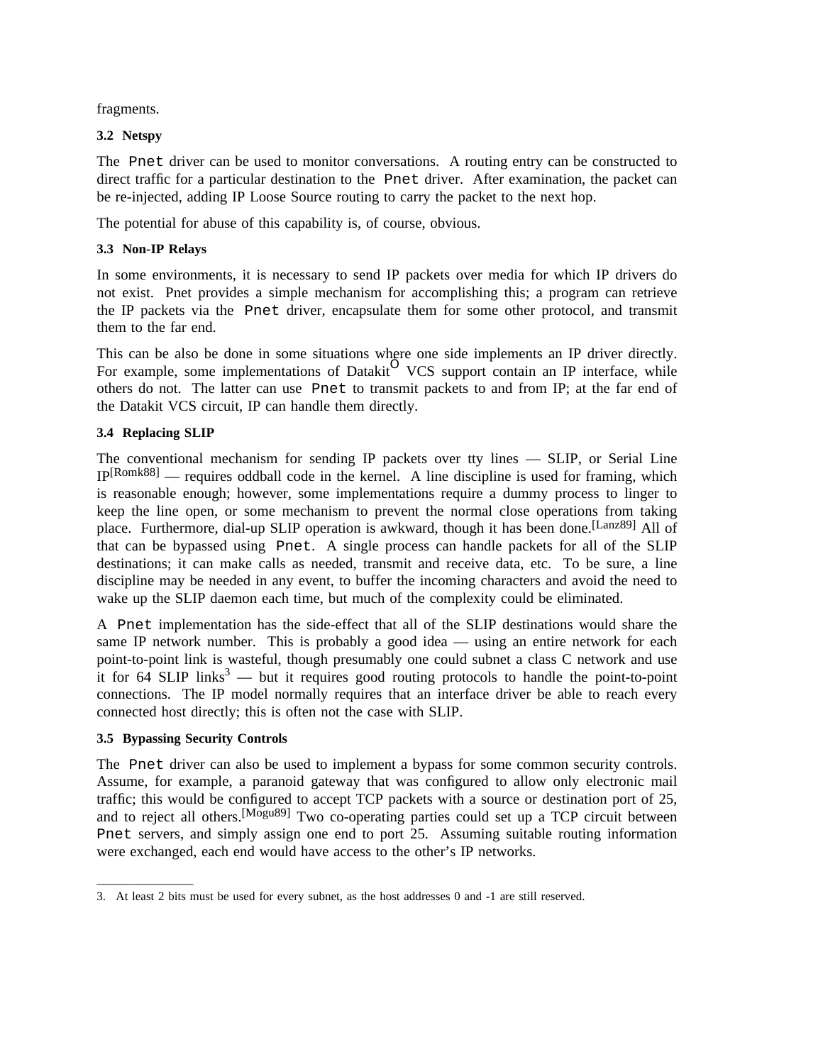fragments.

### 3.2 Netspy

The `Pnet` driver can be used to monitor conversations. A routing entry can be constructed to direct traffic for a particular destination to the `Pnet` driver. After examination, the packet can be re-injected, adding IP Loose Source routing to carry the packet to the next hop.

The potential for abuse of this capability is, of course, obvious.

### 3.3 Non-IP Relays

In some environments, it is necessary to send IP packets over media for which IP drivers do not exist. Pnet provides a simple mechanism for accomplishing this; a program can retrieve the IP packets via the `Pnet` driver, encapsulate them for some other protocol, and transmit them to the far end.

This can be also be done in some situations where one side implements an IP driver directly. For example, some implementations of Datakit® VCS support contain an IP interface, while others do not. The latter can use `Pnet` to transmit packets to and from IP; at the far end of the Datakit VCS circuit, IP can handle them directly.

### 3.4 Replacing SLIP

The conventional mechanism for sending IP packets over tty lines — SLIP, or Serial Line IP[Romk88] — requires oddball code in the kernel. A line discipline is used for framing, which is reasonable enough; however, some implementations require a dummy process to linger to keep the line open, or some mechanism to prevent the normal close operations from taking place. Furthermore, dial-up SLIP operation is awkward, though it has been done.[Lanz89] All of that can be bypassed using `Pnet`. A single process can handle packets for all of the SLIP destinations; it can make calls as needed, transmit and receive data, etc. To be sure, a line discipline may be needed in any event, to buffer the incoming characters and avoid the need to wake up the SLIP daemon each time, but much of the complexity could be eliminated.

A `Pnet` implementation has the side-effect that all of the SLIP destinations would share the same IP network number. This is probably a good idea — using an entire network for each point-to-point link is wasteful, though presumably one could subnet a class C network and use it for 64 SLIP links[3] — but it requires good routing protocols to handle the point-to-point connections. The IP model normally requires that an interface driver be able to reach every connected host directly; this is often not the case with SLIP.

### 3.5 Bypassing Security Controls

The `Pnet` driver can also be used to implement a bypass for some common security controls. Assume, for example, a paranoid gateway that was configured to allow only electronic mail traffic; this would be configured to accept TCP packets with a source or destination port of 25, and to reject all others.[Mogu89] Two co-operating parties could set up a TCP circuit between `Pnet` servers, and simply assign one end to port 25. Assuming suitable routing information were exchanged, each end would have access to the other's IP networks.

---

3. At least 2 bits must be used for every subnet, as the host addresses 0 and -1 are still reserved.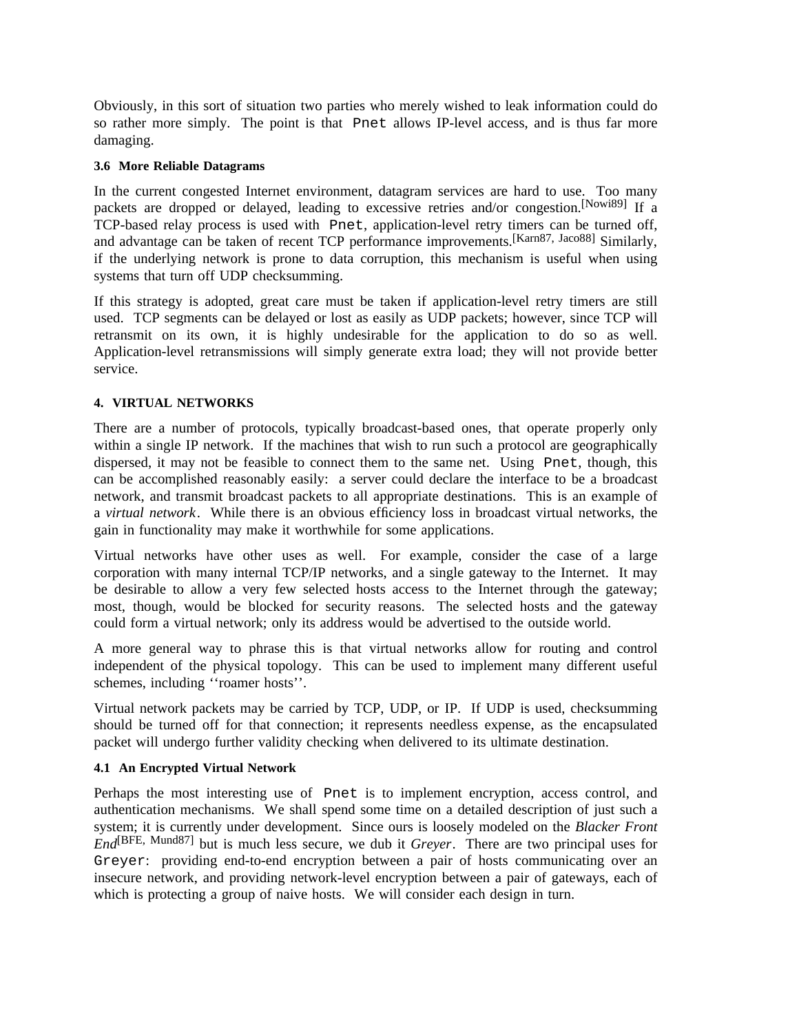Obviously, in this sort of situation two parties who merely wished to leak information could do so rather more simply. The point is that `Pnet` allows IP-level access, and is thus far more damaging.

### 3.6 More Reliable Datagrams

In the current congested Internet environment, datagram services are hard to use. Too many packets are dropped or delayed, leading to excessive retries and/or congestion.[Nowi89] If a TCP-based relay process is used with `Pnet`, application-level retry timers can be turned off, and advantage can be taken of recent TCP performance improvements.[Karn87, Jaco88] Similarly, if the underlying network is prone to data corruption, this mechanism is useful when using systems that turn off UDP checksumming.

If this strategy is adopted, great care must be taken if application-level retry timers are still used. TCP segments can be delayed or lost as easily as UDP packets; however, since TCP will retransmit on its own, it is highly undesirable for the application to do so as well. Application-level retransmissions will simply generate extra load; they will not provide better service.

## 4. VIRTUAL NETWORKS

There are a number of protocols, typically broadcast-based ones, that operate properly only within a single IP network. If the machines that wish to run such a protocol are geographically dispersed, it may not be feasible to connect them to the same net. Using `Pnet`, though, this can be accomplished reasonably easily: a server could declare the interface to be a broadcast network, and transmit broadcast packets to all appropriate destinations. This is an example of a *virtual network*. While there is an obvious efficiency loss in broadcast virtual networks, the gain in functionality may make it worthwhile for some applications.

Virtual networks have other uses as well. For example, consider the case of a large corporation with many internal TCP/IP networks, and a single gateway to the Internet. It may be desirable to allow a very few selected hosts access to the Internet through the gateway; most, though, would be blocked for security reasons. The selected hosts and the gateway could form a virtual network; only its address would be advertised to the outside world.

A more general way to phrase this is that virtual networks allow for routing and control independent of the physical topology. This can be used to implement many different useful schemes, including ''roamer hosts''.

Virtual network packets may be carried by TCP, UDP, or IP. If UDP is used, checksumming should be turned off for that connection; it represents needless expense, as the encapsulated packet will undergo further validity checking when delivered to its ultimate destination.

### 4.1 An Encrypted Virtual Network

Perhaps the most interesting use of `Pnet` is to implement encryption, access control, and authentication mechanisms. We shall spend some time on a detailed description of just such a system; it is currently under development. Since ours is loosely modeled on the *Blacker Front End*[BFE, Mund87] but is much less secure, we dub it *Greyer*. There are two principal uses for `Greyer`: providing end-to-end encryption between a pair of hosts communicating over an insecure network, and providing network-level encryption between a pair of gateways, each of which is protecting a group of naive hosts. We will consider each design in turn.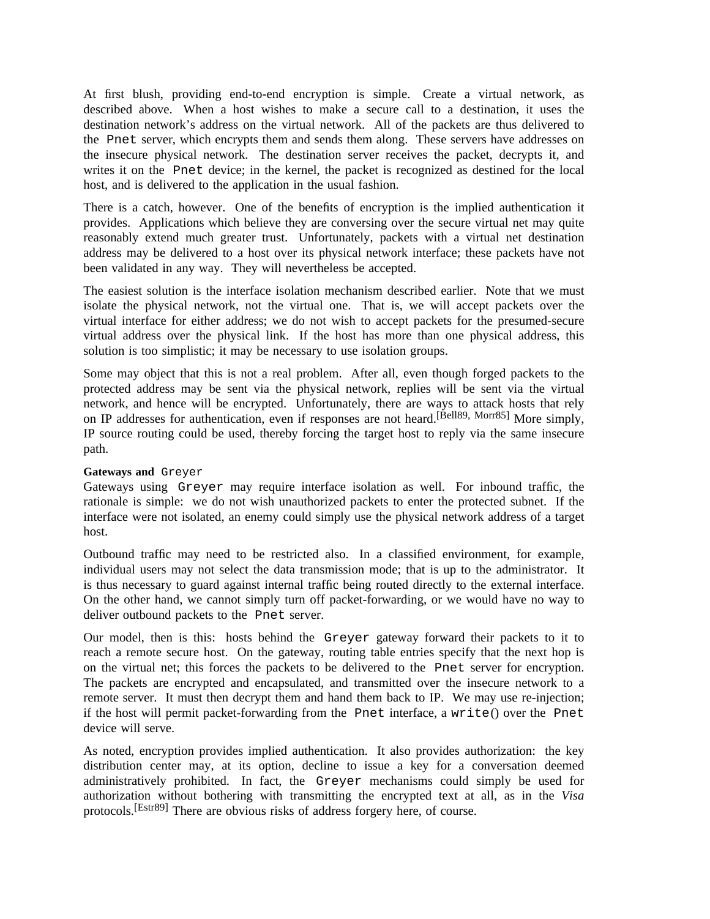At first blush, providing end-to-end encryption is simple. Create a virtual network, as described above. When a host wishes to make a secure call to a destination, it uses the destination network's address on the virtual network. All of the packets are thus delivered to the `Pnet` server, which encrypts them and sends them along. These servers have addresses on the insecure physical network. The destination server receives the packet, decrypts it, and writes it on the `Pnet` device; in the kernel, the packet is recognized as destined for the local host, and is delivered to the application in the usual fashion.

There is a catch, however. One of the benefits of encryption is the implied authentication it provides. Applications which believe they are conversing over the secure virtual net may quite reasonably extend much greater trust. Unfortunately, packets with a virtual net destination address may be delivered to a host over its physical network interface; these packets have not been validated in any way. They will nevertheless be accepted.

The easiest solution is the interface isolation mechanism described earlier. Note that we must isolate the physical network, not the virtual one. That is, we will accept packets over the virtual interface for either address; we do not wish to accept packets for the presumed-secure virtual address over the physical link. If the host has more than one physical address, this solution is too simplistic; it may be necessary to use isolation groups.

Some may object that this is not a real problem. After all, even though forged packets to the protected address may be sent via the physical network, replies will be sent via the virtual network, and hence will be encrypted. Unfortunately, there are ways to attack hosts that rely on IP addresses for authentication, even if responses are not heard.[Bell89, Morr85] More simply, IP source routing could be used, thereby forcing the target host to reply via the same insecure path.

**Gateways and** `Greyer`

Gateways using `Greyer` may require interface isolation as well. For inbound traffic, the rationale is simple: we do not wish unauthorized packets to enter the protected subnet. If the interface were not isolated, an enemy could simply use the physical network address of a target host.

Outbound traffic may need to be restricted also. In a classified environment, for example, individual users may not select the data transmission mode; that is up to the administrator. It is thus necessary to guard against internal traffic being routed directly to the external interface. On the other hand, we cannot simply turn off packet-forwarding, or we would have no way to deliver outbound packets to the `Pnet` server.

Our model, then is this: hosts behind the `Greyer` gateway forward their packets to it to reach a remote secure host. On the gateway, routing table entries specify that the next hop is on the virtual net; this forces the packets to be delivered to the `Pnet` server for encryption. The packets are encrypted and encapsulated, and transmitted over the insecure network to a remote server. It must then decrypt them and hand them back to IP. We may use re-injection; if the host will permit packet-forwarding from the `Pnet` interface, a `write()` over the `Pnet` device will serve.

As noted, encryption provides implied authentication. It also provides authorization: the key distribution center may, at its option, decline to issue a key for a conversation deemed administratively prohibited. In fact, the `Greyer` mechanisms could simply be used for authorization without bothering with transmitting the encrypted text at all, as in the *Visa* protocols.[Estr89] There are obvious risks of address forgery here, of course.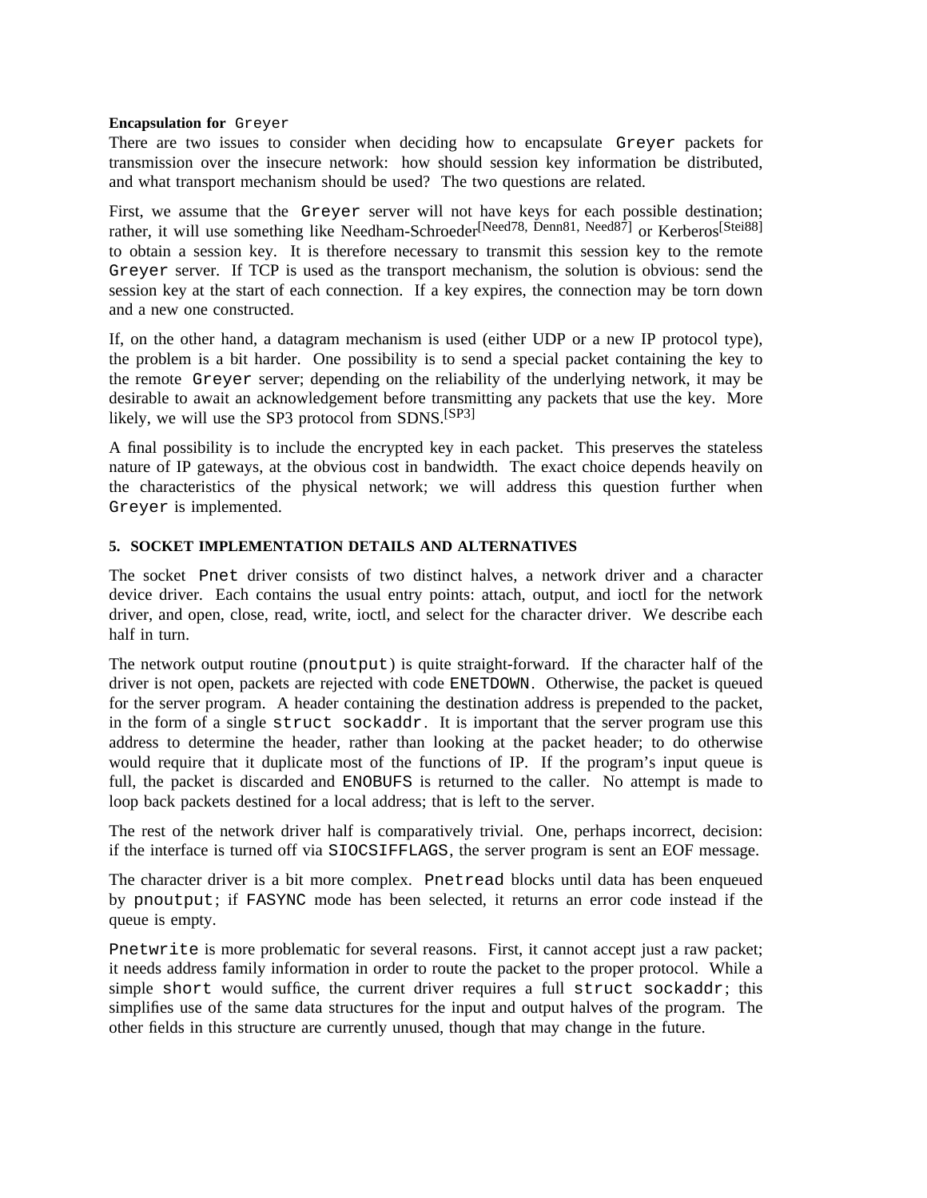**Encapsulation for** `Greyer`

There are two issues to consider when deciding how to encapsulate `Greyer` packets for transmission over the insecure network: how should session key information be distributed, and what transport mechanism should be used? The two questions are related.

First, we assume that the `Greyer` server will not have keys for each possible destination; rather, it will use something like Needham-Schroeder[Need78, Denn81, Need87] or Kerberos[Stei88] to obtain a session key. It is therefore necessary to transmit this session key to the remote `Greyer` server. If TCP is used as the transport mechanism, the solution is obvious: send the session key at the start of each connection. If a key expires, the connection may be torn down and a new one constructed.

If, on the other hand, a datagram mechanism is used (either UDP or a new IP protocol type), the problem is a bit harder. One possibility is to send a special packet containing the key to the remote `Greyer` server; depending on the reliability of the underlying network, it may be desirable to await an acknowledgement before transmitting any packets that use the key. More likely, we will use the SP3 protocol from SDNS.[SP3]

A final possibility is to include the encrypted key in each packet. This preserves the stateless nature of IP gateways, at the obvious cost in bandwidth. The exact choice depends heavily on the characteristics of the physical network; we will address this question further when `Greyer` is implemented.

## 5. SOCKET IMPLEMENTATION DETAILS AND ALTERNATIVES

The socket `Pnet` driver consists of two distinct halves, a network driver and a character device driver. Each contains the usual entry points: attach, output, and ioctl for the network driver, and open, close, read, write, ioctl, and select for the character driver. We describe each half in turn.

The network output routine (`pnoutput`) is quite straight-forward. If the character half of the driver is not open, packets are rejected with code `ENETDOWN`. Otherwise, the packet is queued for the server program. A header containing the destination address is prepended to the packet, in the form of a single `struct sockaddr`. It is important that the server program use this address to determine the header, rather than looking at the packet header; to do otherwise would require that it duplicate most of the functions of IP. If the program's input queue is full, the packet is discarded and `ENOBUFS` is returned to the caller. No attempt is made to loop back packets destined for a local address; that is left to the server.

The rest of the network driver half is comparatively trivial. One, perhaps incorrect, decision: if the interface is turned off via `SIOCSIFFLAGS`, the server program is sent an EOF message.

The character driver is a bit more complex. `Pnetread` blocks until data has been enqueued by `pnoutput`; if `FASYNC` mode has been selected, it returns an error code instead if the queue is empty.

`Pnetwrite` is more problematic for several reasons. First, it cannot accept just a raw packet; it needs address family information in order to route the packet to the proper protocol. While a simple `short` would suffice, the current driver requires a full `struct sockaddr`; this simplifies use of the same data structures for the input and output halves of the program. The other fields in this structure are currently unused, though that may change in the future.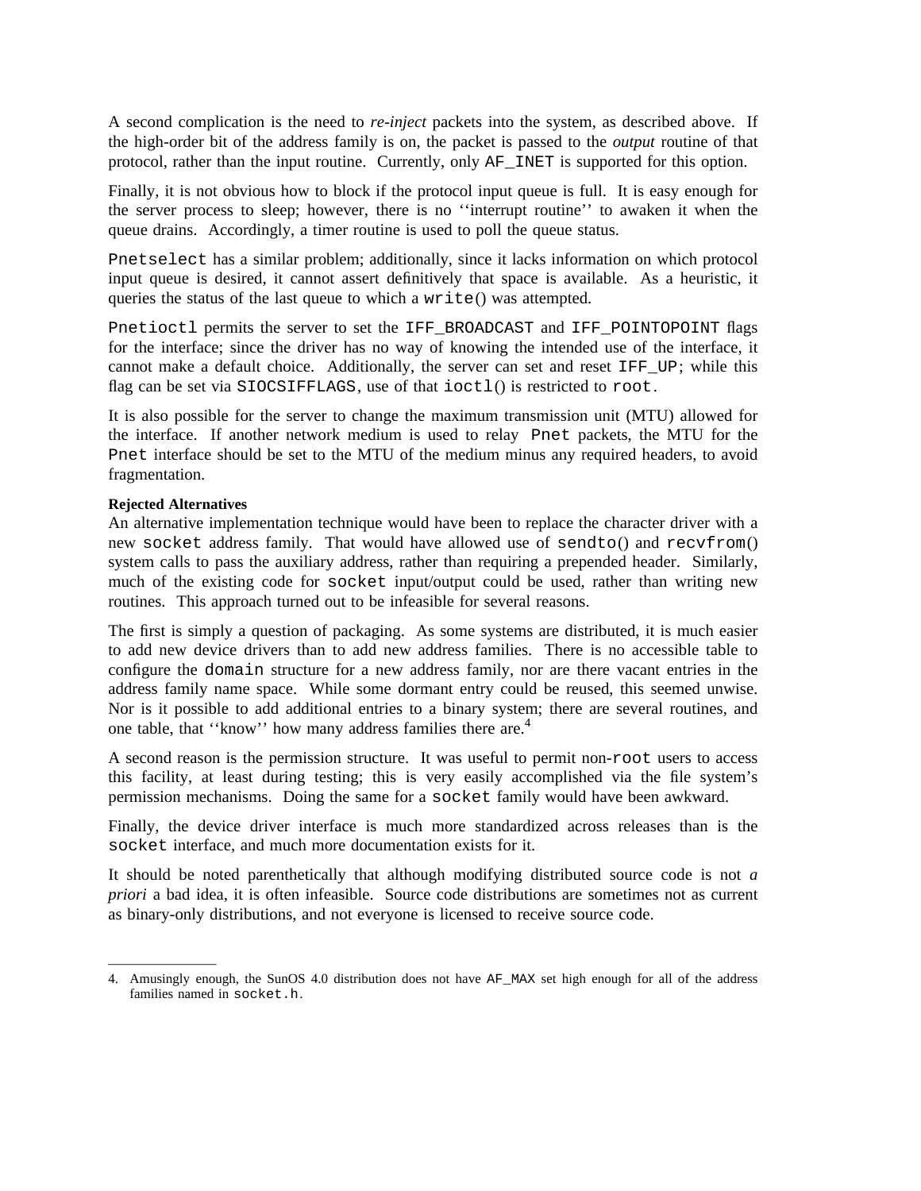A second complication is the need to *re-inject* packets into the system, as described above. If the high-order bit of the address family is on, the packet is passed to the *output* routine of that protocol, rather than the input routine. Currently, only `AF_INET` is supported for this option.

Finally, it is not obvious how to block if the protocol input queue is full. It is easy enough for the server process to sleep; however, there is no ''interrupt routine'' to awaken it when the queue drains. Accordingly, a timer routine is used to poll the queue status.

`Pnetselect` has a similar problem; additionally, since it lacks information on which protocol input queue is desired, it cannot assert definitively that space is available. As a heuristic, it queries the status of the last queue to which a `write`() was attempted.

`Pnetioctl` permits the server to set the `IFF_BROADCAST` and `IFF_POINTOPOINT` flags for the interface; since the driver has no way of knowing the intended use of the interface, it cannot make a default choice. Additionally, the server can set and reset `IFF_UP`; while this flag can be set via `SIOCSIFFLAGS`, use of that `ioctl`() is restricted to `root`.

It is also possible for the server to change the maximum transmission unit (MTU) allowed for the interface. If another network medium is used to relay `Pnet` packets, the MTU for the `Pnet` interface should be set to the MTU of the medium minus any required headers, to avoid fragmentation.

**Rejected Alternatives**

An alternative implementation technique would have been to replace the character driver with a new `socket` address family. That would have allowed use of `sendto`() and `recvfrom`() system calls to pass the auxiliary address, rather than requiring a prepended header. Similarly, much of the existing code for `socket` input/output could be used, rather than writing new routines. This approach turned out to be infeasible for several reasons.

The first is simply a question of packaging. As some systems are distributed, it is much easier to add new device drivers than to add new address families. There is no accessible table to configure the `domain` structure for a new address family, nor are there vacant entries in the address family name space. While some dormant entry could be reused, this seemed unwise. Nor is it possible to add additional entries to a binary system; there are several routines, and one table, that ''know'' how many address families there are.[4]

A second reason is the permission structure. It was useful to permit non-`root` users to access this facility, at least during testing; this is very easily accomplished via the file system's permission mechanisms. Doing the same for a `socket` family would have been awkward.

Finally, the device driver interface is much more standardized across releases than is the `socket` interface, and much more documentation exists for it.

It should be noted parenthetically that although modifying distributed source code is not *a priori* a bad idea, it is often infeasible. Source code distributions are sometimes not as current as binary-only distributions, and not everyone is licensed to receive source code.

---

4. Amusingly enough, the SunOS 4.0 distribution does not have `AF_MAX` set high enough for all of the address families named in `socket.h`.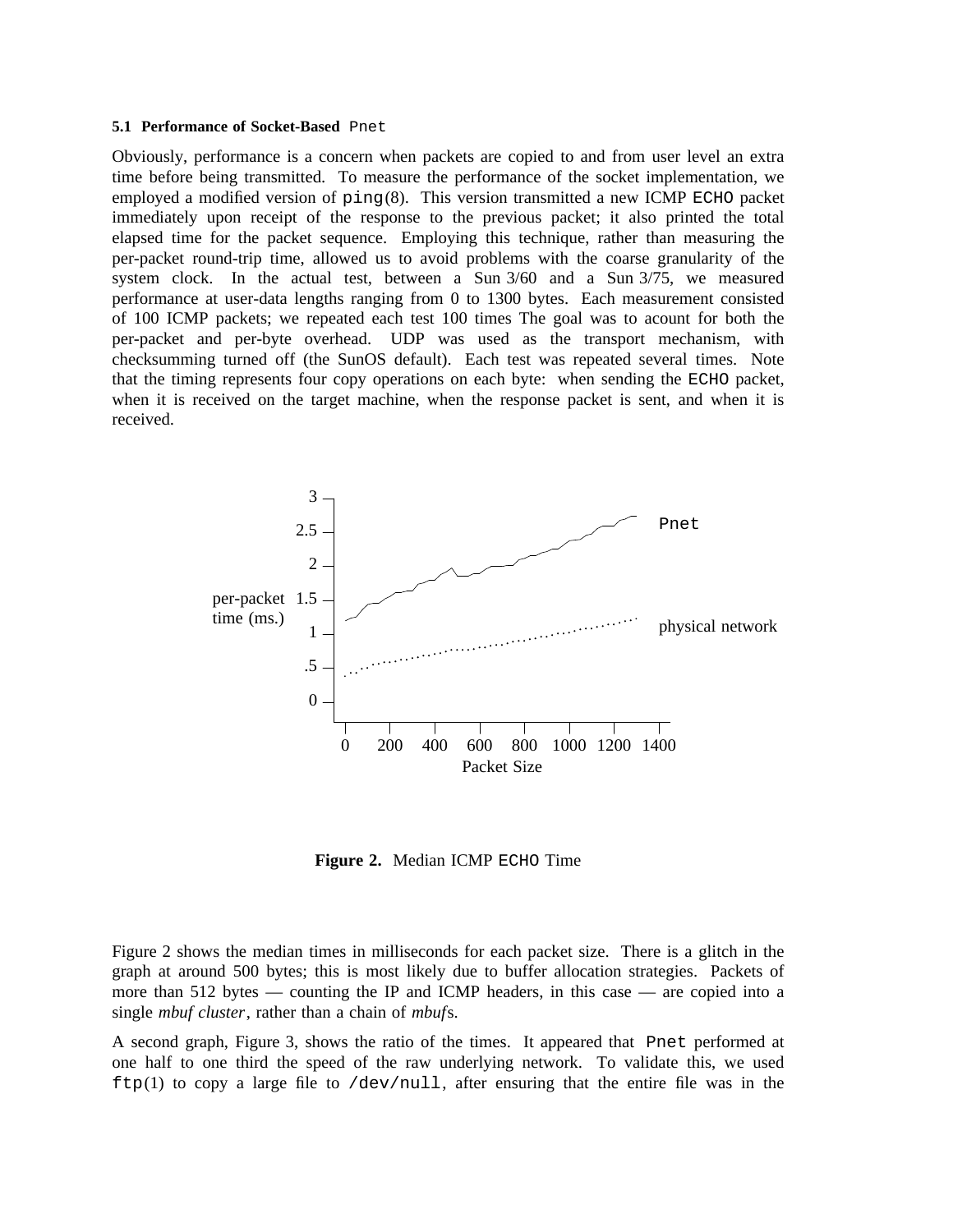### 5.1 Performance of Socket-Based `Pnet`

Obviously, performance is a concern when packets are copied to and from user level an extra time before being transmitted. To measure the performance of the socket implementation, we employed a modified version of `ping`(8). This version transmitted a new ICMP `ECHO` packet immediately upon receipt of the response to the previous packet; it also printed the total elapsed time for the packet sequence. Employing this technique, rather than measuring the per-packet round-trip time, allowed us to avoid problems with the coarse granularity of the system clock. In the actual test, between a Sun 3/60 and a Sun 3/75, we measured performance at user-data lengths ranging from 0 to 1300 bytes. Each measurement consisted of 100 ICMP packets; we repeated each test 100 times The goal was to acount for both the per-packet and per-byte overhead. UDP was used as the transport mechanism, with checksumming turned off (the SunOS default). Each test was repeated several times. Note that the timing represents four copy operations on each byte: when sending the `ECHO` packet, when it is received on the target machine, when the response packet is sent, and when it is received.

**Figure 2.** Median ICMP `ECHO` Time

Figure 2 shows the median times in milliseconds for each packet size. There is a glitch in the graph at around 500 bytes; this is most likely due to buffer allocation strategies. Packets of more than 512 bytes — counting the IP and ICMP headers, in this case — are copied into a single *mbuf cluster*, rather than a chain of *mbuf*s.

A second graph, Figure 3, shows the ratio of the times. It appeared that `Pnet` performed at one half to one third the speed of the raw underlying network. To validate this, we used `ftp`(1) to copy a large file to `/dev/null`, after ensuring that the entire file was in the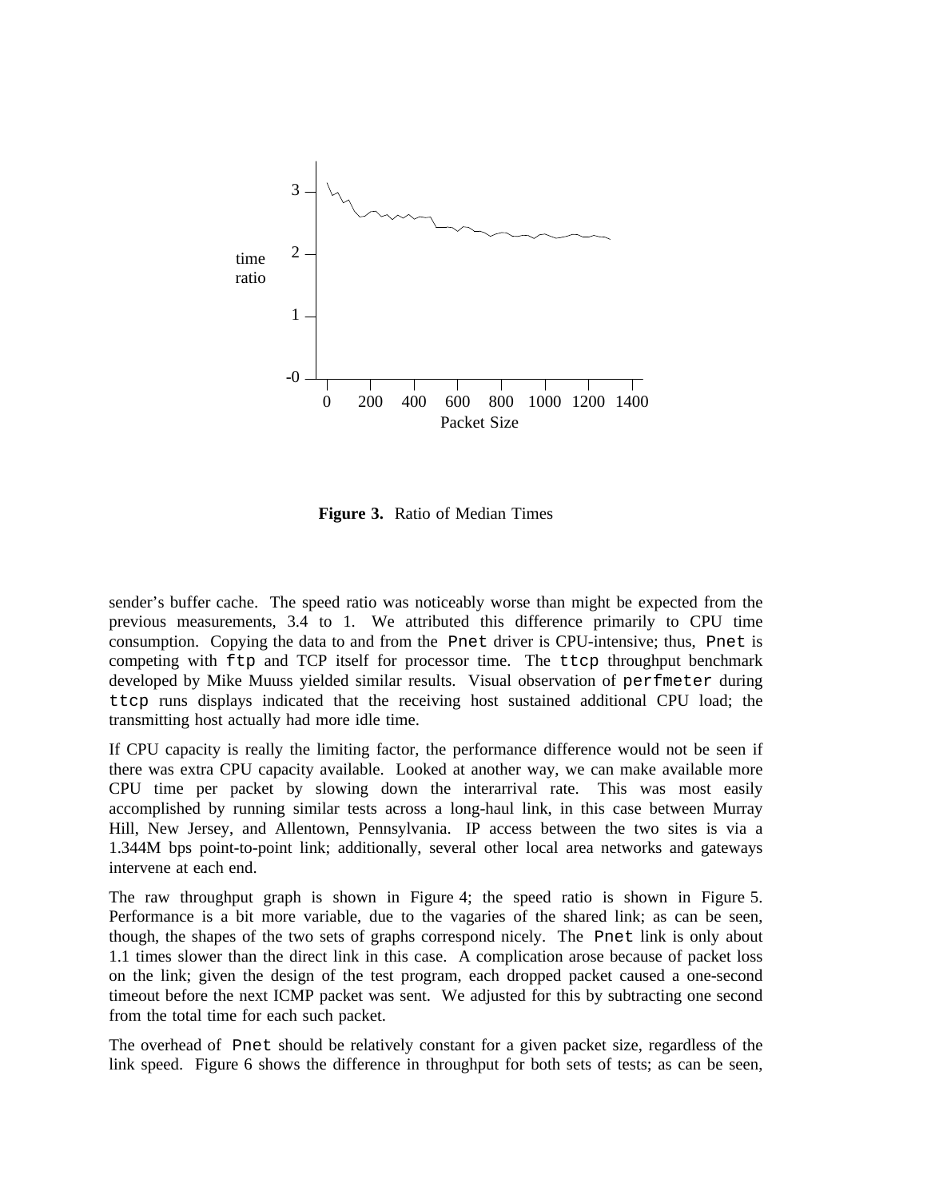**Figure 3.** Ratio of Median Times

sender's buffer cache. The speed ratio was noticeably worse than might be expected from the previous measurements, 3.4 to 1. We attributed this difference primarily to CPU time consumption. Copying the data to and from the `Pnet` driver is CPU-intensive; thus, `Pnet` is competing with `ftp` and TCP itself for processor time. The `ttcp` throughput benchmark developed by Mike Muuss yielded similar results. Visual observation of `perfmeter` during `ttcp` runs displays indicated that the receiving host sustained additional CPU load; the transmitting host actually had more idle time.

If CPU capacity is really the limiting factor, the performance difference would not be seen if there was extra CPU capacity available. Looked at another way, we can make available more CPU time per packet by slowing down the interarrival rate. This was most easily accomplished by running similar tests across a long-haul link, in this case between Murray Hill, New Jersey, and Allentown, Pennsylvania. IP access between the two sites is via a 1.344M bps point-to-point link; additionally, several other local area networks and gateways intervene at each end.

The raw throughput graph is shown in Figure 4; the speed ratio is shown in Figure 5. Performance is a bit more variable, due to the vagaries of the shared link; as can be seen, though, the shapes of the two sets of graphs correspond nicely. The `Pnet` link is only about 1.1 times slower than the direct link in this case. A complication arose because of packet loss on the link; given the design of the test program, each dropped packet caused a one-second timeout before the next ICMP packet was sent. We adjusted for this by subtracting one second from the total time for each such packet.

The overhead of `Pnet` should be relatively constant for a given packet size, regardless of the link speed. Figure 6 shows the difference in throughput for both sets of tests; as can be seen,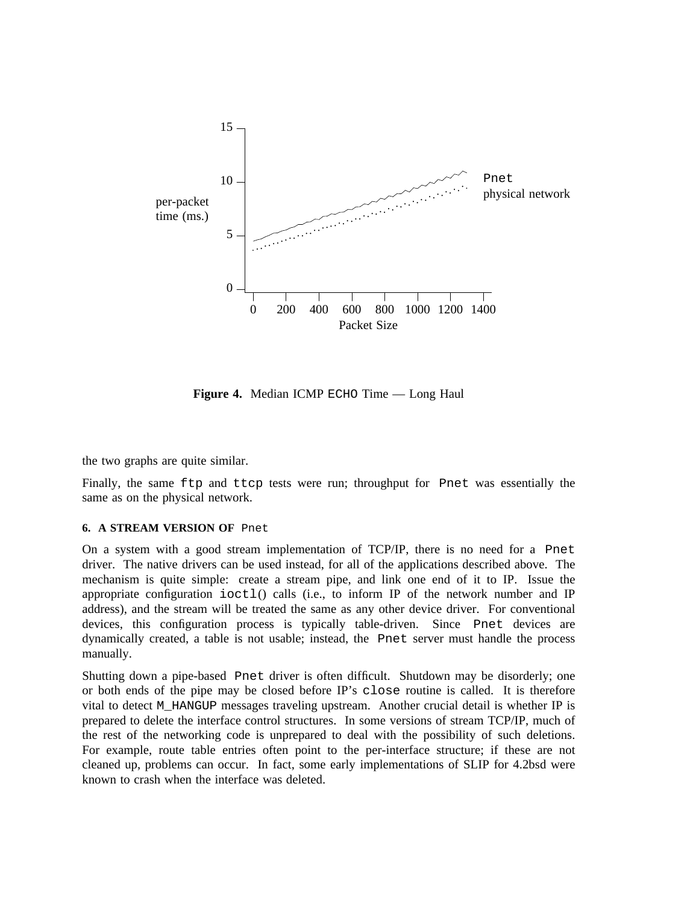**Figure 4.** Median ICMP `ECHO` Time — Long Haul

the two graphs are quite similar.

Finally, the same `ftp` and `ttcp` tests were run; throughput for `Pnet` was essentially the same as on the physical network.

## 6. A STREAM VERSION OF Pnet

On a system with a good stream implementation of TCP/IP, there is no need for a `Pnet` driver. The native drivers can be used instead, for all of the applications described above. The mechanism is quite simple: create a stream pipe, and link one end of it to IP. Issue the appropriate configuration `ioctl`() calls (i.e., to inform IP of the network number and IP address), and the stream will be treated the same as any other device driver. For conventional devices, this configuration process is typically table-driven. Since `Pnet` devices are dynamically created, a table is not usable; instead, the `Pnet` server must handle the process manually.

Shutting down a pipe-based `Pnet` driver is often difficult. Shutdown may be disorderly; one or both ends of the pipe may be closed before IP's `close` routine is called. It is therefore vital to detect `M_HANGUP` messages traveling upstream. Another crucial detail is whether IP is prepared to delete the interface control structures. In some versions of stream TCP/IP, much of the rest of the networking code is unprepared to deal with the possibility of such deletions. For example, route table entries often point to the per-interface structure; if these are not cleaned up, problems can occur. In fact, some early implementations of SLIP for 4.2bsd were known to crash when the interface was deleted.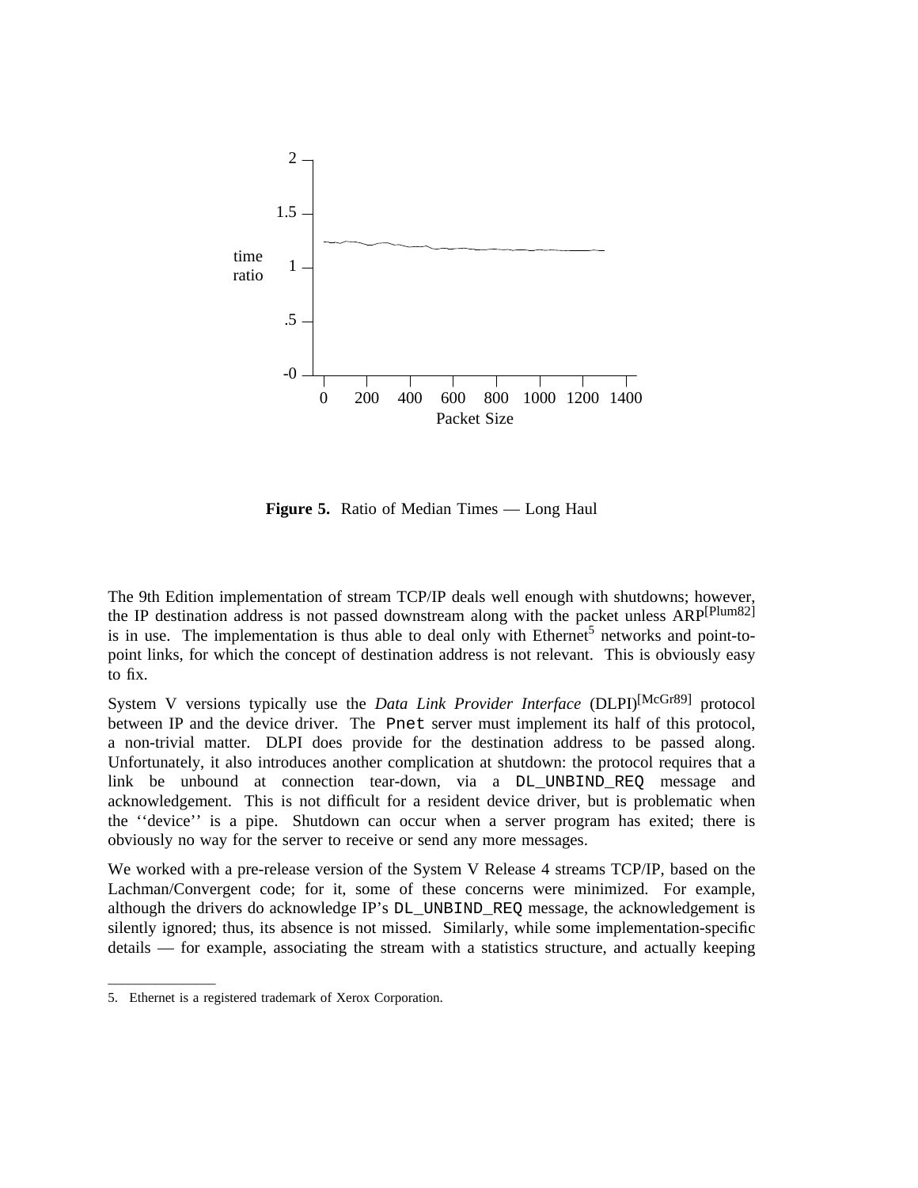**Figure 5.** Ratio of Median Times — Long Haul

The 9th Edition implementation of stream TCP/IP deals well enough with shutdowns; however, the IP destination address is not passed downstream along with the packet unless ARP[Plum82] is in use. The implementation is thus able to deal only with Ethernet[5] networks and point-to-point links, for which the concept of destination address is not relevant. This is obviously easy to fix.

System V versions typically use the *Data Link Provider Interface* (DLPI)[McGr89] protocol between IP and the device driver. The `Pnet` server must implement its half of this protocol, a non-trivial matter. DLPI does provide for the destination address to be passed along. Unfortunately, it also introduces another complication at shutdown: the protocol requires that a link be unbound at connection tear-down, via a `DL_UNBIND_REQ` message and acknowledgement. This is not difficult for a resident device driver, but is problematic when the ''device'' is a pipe. Shutdown can occur when a server program has exited; there is obviously no way for the server to receive or send any more messages.

We worked with a pre-release version of the System V Release 4 streams TCP/IP, based on the Lachman/Convergent code; for it, some of these concerns were minimized. For example, although the drivers do acknowledge IP's `DL_UNBIND_REQ` message, the acknowledgement is silently ignored; thus, its absence is not missed. Similarly, while some implementation-specific details — for example, associating the stream with a statistics structure, and actually keeping

5. Ethernet is a registered trademark of Xerox Corporation.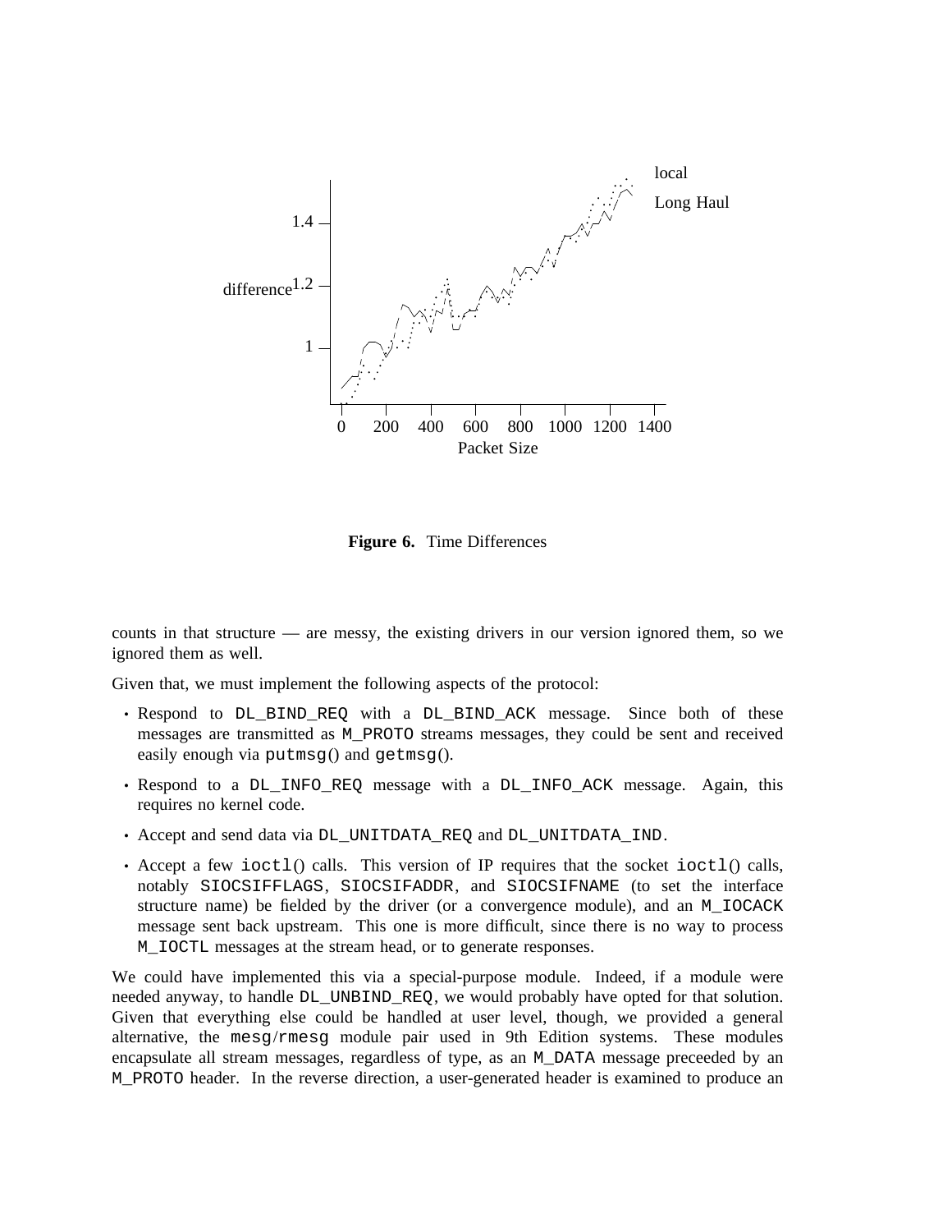**Figure 6.** Time Differences

counts in that structure — are messy, the existing drivers in our version ignored them, so we ignored them as well.

Given that, we must implement the following aspects of the protocol:

- Respond to `DL_BIND_REQ` with a `DL_BIND_ACK` message. Since both of these messages are transmitted as `M_PROTO` streams messages, they could be sent and received easily enough via `putmsg`() and `getmsg`().
- Respond to a `DL_INFO_REQ` message with a `DL_INFO_ACK` message. Again, this requires no kernel code.
- Accept and send data via `DL_UNITDATA_REQ` and `DL_UNITDATA_IND`.
- Accept a few `ioctl`() calls. This version of IP requires that the socket `ioctl`() calls, notably `SIOCSIFFLAGS`, `SIOCSIFADDR`, and `SIOCSIFNAME` (to set the interface structure name) be fielded by the driver (or a convergence module), and an `M_IOCACK` message sent back upstream. This one is more difficult, since there is no way to process `M_IOCTL` messages at the stream head, or to generate responses.

We could have implemented this via a special-purpose module. Indeed, if a module were needed anyway, to handle `DL_UNBIND_REQ`, we would probably have opted for that solution. Given that everything else could be handled at user level, though, we provided a general alternative, the `mesg`/`rmesg` module pair used in 9th Edition systems. These modules encapsulate all stream messages, regardless of type, as an `M_DATA` message preceeded by an `M_PROTO` header. In the reverse direction, a user-generated header is examined to produce an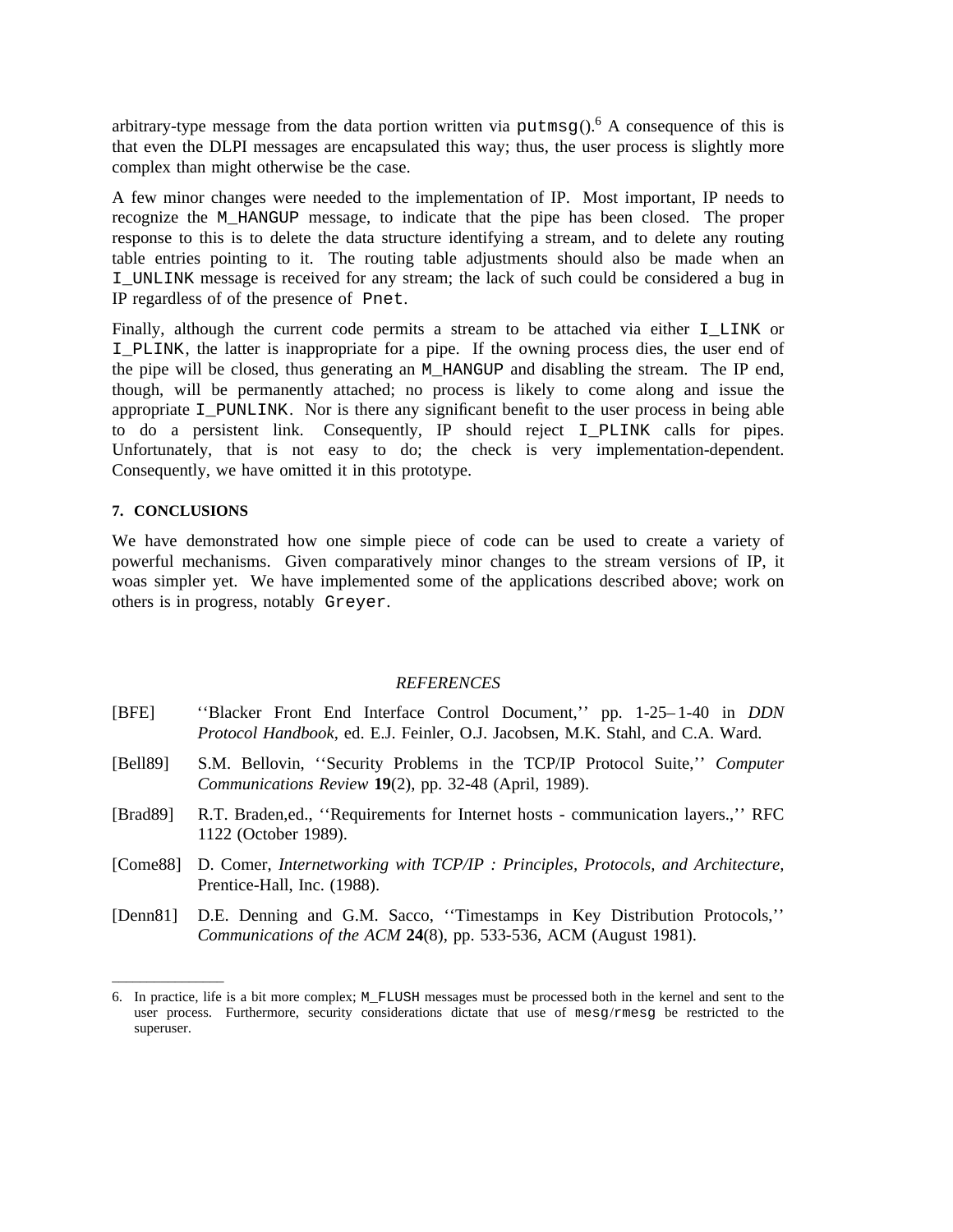arbitrary-type message from the data portion written via `putmsg()`.[6] A consequence of this is that even the DLPI messages are encapsulated this way; thus, the user process is slightly more complex than might otherwise be the case.

A few minor changes were needed to the implementation of IP. Most important, IP needs to recognize the `M_HANGUP` message, to indicate that the pipe has been closed. The proper response to this is to delete the data structure identifying a stream, and to delete any routing table entries pointing to it. The routing table adjustments should also be made when an `I_UNLINK` message is received for any stream; the lack of such could be considered a bug in IP regardless of of the presence of `Pnet`.

Finally, although the current code permits a stream to be attached via either `I_LINK` or `I_PLINK`, the latter is inappropriate for a pipe. If the owning process dies, the user end of the pipe will be closed, thus generating an `M_HANGUP` and disabling the stream. The IP end, though, will be permanently attached; no process is likely to come along and issue the appropriate `I_PUNLINK`. Nor is there any significant benefit to the user process in being able to do a persistent link. Consequently, IP should reject `I_PLINK` calls for pipes. Unfortunately, that is not easy to do; the check is very implementation-dependent. Consequently, we have omitted it in this prototype.

## 7. CONCLUSIONS

We have demonstrated how one simple piece of code can be used to create a variety of powerful mechanisms. Given comparatively minor changes to the stream versions of IP, it woas simpler yet. We have implemented some of the applications described above; work on others is in progress, notably `Greyer`.

### *REFERENCES*

[BFE] ''Blacker Front End Interface Control Document,'' pp. 1-25–1-40 in *DDN Protocol Handbook*, ed. E.J. Feinler, O.J. Jacobsen, M.K. Stahl, and C.A. Ward.

[Bell89] S.M. Bellovin, ''Security Problems in the TCP/IP Protocol Suite,'' *Computer Communications Review* **19**(2), pp. 32-48 (April, 1989).

[Brad89] R.T. Braden,ed., ''Requirements for Internet hosts - communication layers.,'' RFC 1122 (October 1989).

[Come88] D. Comer, *Internetworking with TCP/IP : Principles, Protocols, and Architecture,* Prentice-Hall, Inc. (1988).

[Denn81] D.E. Denning and G.M. Sacco, ''Timestamps in Key Distribution Protocols,'' *Communications of the ACM* **24**(8), pp. 533-536, ACM (August 1981).

---

6. In practice, life is a bit more complex; `M_FLUSH` messages must be processed both in the kernel and sent to the user process. Furthermore, security considerations dictate that use of `mesg`/`rmesg` be restricted to the superuser.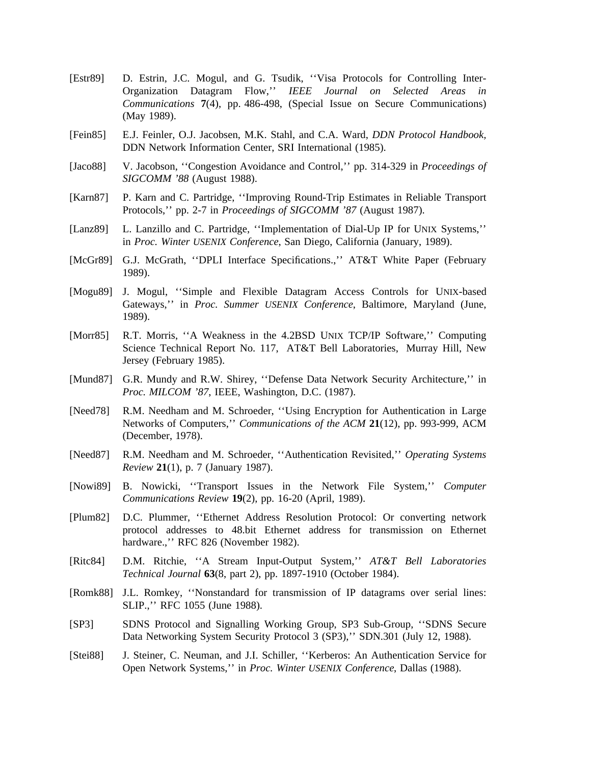[Estr89] D. Estrin, J.C. Mogul, and G. Tsudik, ''Visa Protocols for Controlling Inter-Organization Datagram Flow,'' *IEEE Journal on Selected Areas in Communications* **7**(4), pp. 486-498, (Special Issue on Secure Communications) (May 1989).

[Fein85] E.J. Feinler, O.J. Jacobsen, M.K. Stahl, and C.A. Ward, *DDN Protocol Handbook,* DDN Network Information Center, SRI International (1985).

[Jaco88] V. Jacobson, ''Congestion Avoidance and Control,'' pp. 314-329 in *Proceedings of SIGCOMM '88* (August 1988).

[Karn87] P. Karn and C. Partridge, ''Improving Round-Trip Estimates in Reliable Transport Protocols,'' pp. 2-7 in *Proceedings of SIGCOMM '87* (August 1987).

[Lanz89] L. Lanzillo and C. Partridge, ''Implementation of Dial-Up IP for UNIX Systems,'' in *Proc. Winter USENIX Conference*, San Diego, California (January, 1989).

[McGr89] G.J. McGrath, ''DPLI Interface Specifications.,'' AT&T White Paper (February 1989).

[Mogu89] J. Mogul, ''Simple and Flexible Datagram Access Controls for UNIX-based Gateways,'' in *Proc. Summer USENIX Conference*, Baltimore, Maryland (June, 1989).

[Morr85] R.T. Morris, ''A Weakness in the 4.2BSD UNIX TCP/IP Software,'' Computing Science Technical Report No. 117, AT&T Bell Laboratories, Murray Hill, New Jersey (February 1985).

[Mund87] G.R. Mundy and R.W. Shirey, ''Defense Data Network Security Architecture,'' in *Proc. MILCOM '87*, IEEE, Washington, D.C. (1987).

[Need78] R.M. Needham and M. Schroeder, ''Using Encryption for Authentication in Large Networks of Computers,'' *Communications of the ACM* **21**(12), pp. 993-999, ACM (December, 1978).

[Need87] R.M. Needham and M. Schroeder, ''Authentication Revisited,'' *Operating Systems Review* **21**(1), p. 7 (January 1987).

[Nowi89] B. Nowicki, ''Transport Issues in the Network File System,'' *Computer Communications Review* **19**(2), pp. 16-20 (April, 1989).

[Plum82] D.C. Plummer, ''Ethernet Address Resolution Protocol: Or converting network protocol addresses to 48.bit Ethernet address for transmission on Ethernet hardware.,'' RFC 826 (November 1982).

[Ritc84] D.M. Ritchie, ''A Stream Input-Output System,'' *AT&T Bell Laboratories Technical Journal* **63**(8, part 2), pp. 1897-1910 (October 1984).

[Romk88] J.L. Romkey, ''Nonstandard for transmission of IP datagrams over serial lines: SLIP.,'' RFC 1055 (June 1988).

[SP3] SDNS Protocol and Signalling Working Group, SP3 Sub-Group, ''SDNS Secure Data Networking System Security Protocol 3 (SP3),'' SDN.301 (July 12, 1988).

[Stei88] J. Steiner, C. Neuman, and J.I. Schiller, ''Kerberos: An Authentication Service for Open Network Systems,'' in *Proc. Winter USENIX Conference*, Dallas (1988).